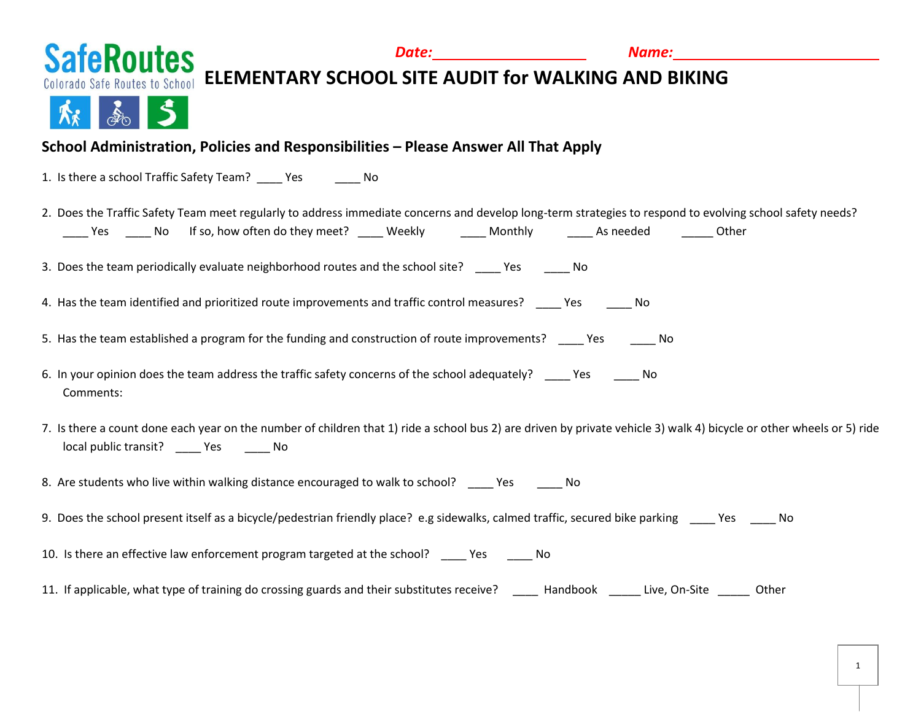SafeRoutes
Colorado Safe Routes to School

**Date:**____________________ **Name:**___________________________

# ELEMENTARY SCHOOL SITE AUDIT for WALKING AND BIKING

## School Administration, Policies and Responsibilities – Please Answer All That Apply

1. Is there a school Traffic Safety Team? ____ Yes ____ No

2. Does the Traffic Safety Team meet regularly to address immediate concerns and develop long-term strategies to respond to evolving school safety needs?
   ____ Yes ____ No If so, how often do they meet? ____ Weekly ____ Monthly ____ As needed _____ Other

3. Does the team periodically evaluate neighborhood routes and the school site? ____ Yes ____ No

4. Has the team identified and prioritized route improvements and traffic control measures? ____ Yes ____ No

5. Has the team established a program for the funding and construction of route improvements? ____ Yes ____ No

6. In your opinion does the team address the traffic safety concerns of the school adequately? ____ Yes ____ No
   Comments:

7. Is there a count done each year on the number of children that 1) ride a school bus 2) are driven by private vehicle 3) walk 4) bicycle or other wheels or 5) ride local public transit? ____ Yes ____ No

8. Are students who live within walking distance encouraged to walk to school? ____ Yes ____ No

9. Does the school present itself as a bicycle/pedestrian friendly place? e.g sidewalks, calmed traffic, secured bike parking ____ Yes ____ No

10. Is there an effective law enforcement program targeted at the school? ____ Yes ____ No

11. If applicable, what type of training do crossing guards and their substitutes receive? ____ Handbook _____ Live, On-Site _____ Other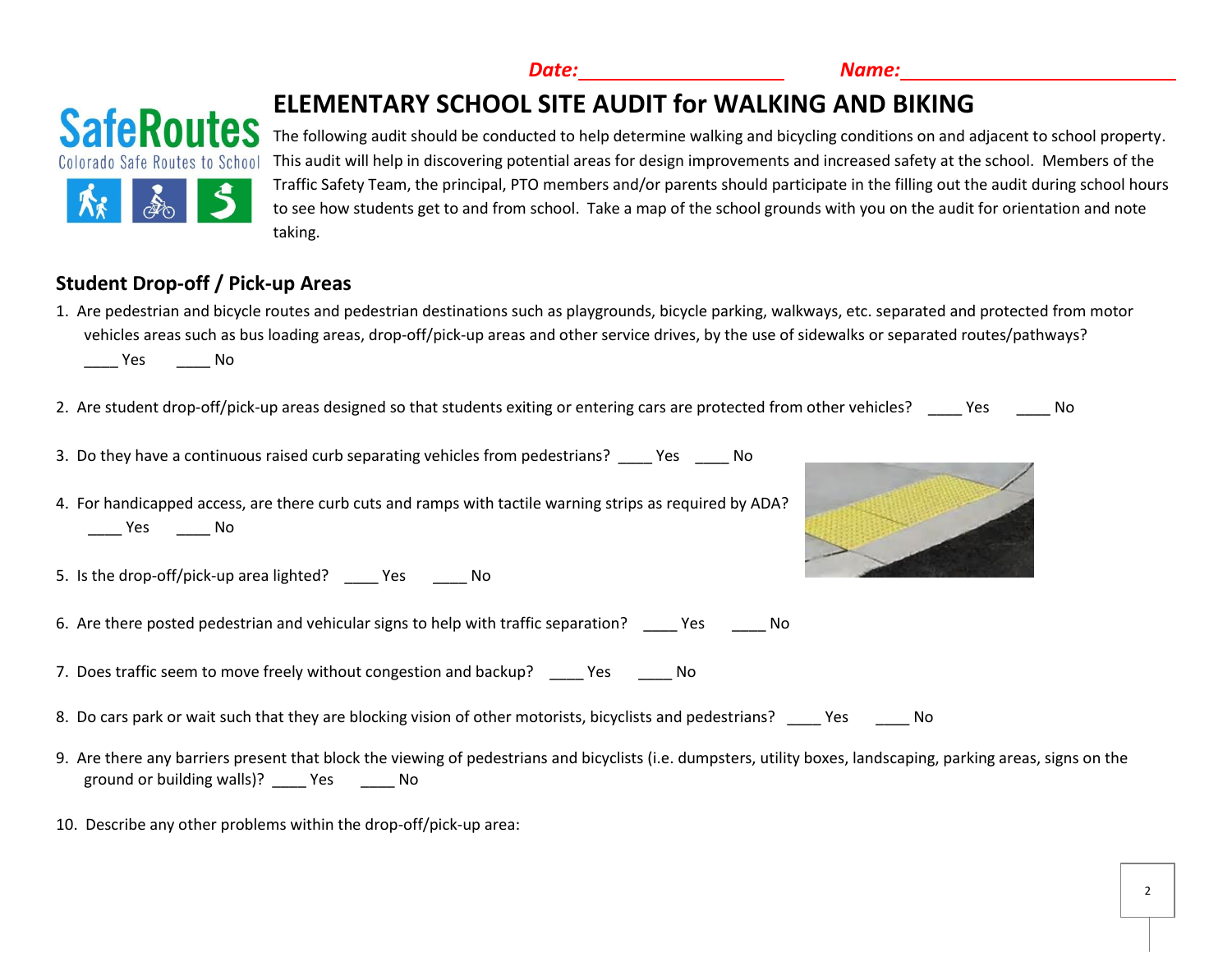**Date:____________________ Name:___________________________**

# ELEMENTARY SCHOOL SITE AUDIT for WALKING AND BIKING

The following audit should be conducted to help determine walking and bicycling conditions on and adjacent to school property. This audit will help in discovering potential areas for design improvements and increased safety at the school. Members of the Traffic Safety Team, the principal, PTO members and/or parents should participate in the filling out the audit during school hours to see how students get to and from school. Take a map of the school grounds with you on the audit for orientation and note taking.

## Student Drop-off / Pick-up Areas

1. Are pedestrian and bicycle routes and pedestrian destinations such as playgrounds, bicycle parking, walkways, etc. separated and protected from motor vehicles areas such as bus loading areas, drop-off/pick-up areas and other service drives, by the use of sidewalks or separated routes/pathways?
   ____ Yes ____ No

2. Are student drop-off/pick-up areas designed so that students exiting or entering cars are protected from other vehicles? ____ Yes ____ No

3. Do they have a continuous raised curb separating vehicles from pedestrians? ____ Yes ____ No

4. For handicapped access, are there curb cuts and ramps with tactile warning strips as required by ADA?
   ____ Yes ____ No

5. Is the drop-off/pick-up area lighted? ____ Yes ____ No

6. Are there posted pedestrian and vehicular signs to help with traffic separation? ____ Yes ____ No

7. Does traffic seem to move freely without congestion and backup? ____ Yes ____ No

8. Do cars park or wait such that they are blocking vision of other motorists, bicyclists and pedestrians? ____ Yes ____ No

9. Are there any barriers present that block the viewing of pedestrians and bicyclists (i.e. dumpsters, utility boxes, landscaping, parking areas, signs on the ground or building walls)? ____ Yes ____ No

10. Describe any other problems within the drop-off/pick-up area: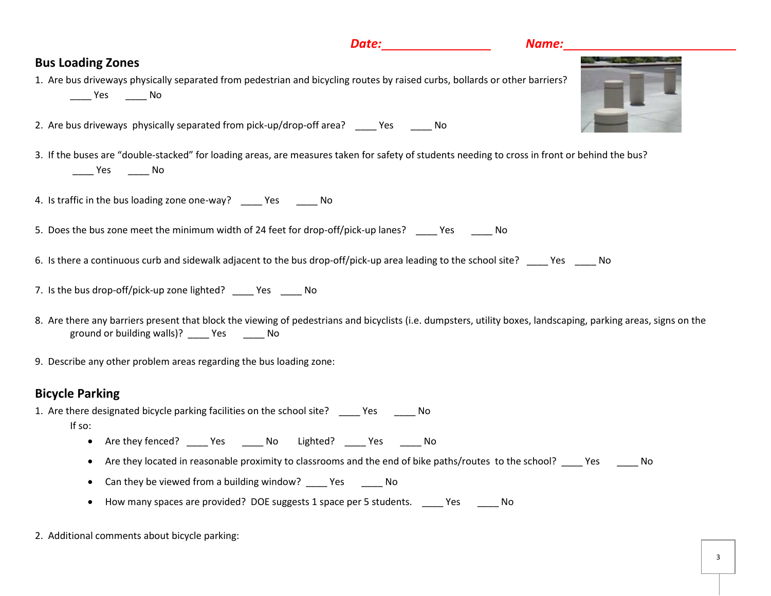**Date:**\_\_\_\_\_\_\_\_\_\_\_\_\_\_\_\_\_\_ **Name:**\_\_\_\_\_\_\_\_\_\_\_\_\_\_\_\_\_\_\_\_\_\_\_\_\_\_\_\_

## Bus Loading Zones

1. Are bus driveways physically separated from pedestrian and bicycling routes by raised curbs, bollards or other barriers?
   \_\_\_\_ Yes \_\_\_\_ No

2. Are bus driveways physically separated from pick-up/drop-off area? \_\_\_\_ Yes \_\_\_\_ No

3. If the buses are "double-stacked" for loading areas, are measures taken for safety of students needing to cross in front or behind the bus?
   \_\_\_\_ Yes \_\_\_\_ No

4. Is traffic in the bus loading zone one-way? \_\_\_\_ Yes \_\_\_\_ No

5. Does the bus zone meet the minimum width of 24 feet for drop-off/pick-up lanes? \_\_\_\_ Yes \_\_\_\_ No

6. Is there a continuous curb and sidewalk adjacent to the bus drop-off/pick-up area leading to the school site? \_\_\_\_ Yes \_\_\_\_ No

7. Is the bus drop-off/pick-up zone lighted? \_\_\_\_ Yes \_\_\_\_ No

8. Are there any barriers present that block the viewing of pedestrians and bicyclists (i.e. dumpsters, utility boxes, landscaping, parking areas, signs on the ground or building walls)? \_\_\_\_ Yes \_\_\_\_ No

9. Describe any other problem areas regarding the bus loading zone:

## Bicycle Parking

1. Are there designated bicycle parking facilities on the school site? \_\_\_\_ Yes \_\_\_\_ No
   If so:
   - Are they fenced? \_\_\_\_ Yes \_\_\_\_ No Lighted? \_\_\_\_ Yes \_\_\_\_ No
   - Are they located in reasonable proximity to classrooms and the end of bike paths/routes to the school? \_\_\_\_ Yes \_\_\_\_ No
   - Can they be viewed from a building window? \_\_\_\_ Yes \_\_\_\_ No
   - How many spaces are provided? DOE suggests 1 space per 5 students. \_\_\_\_ Yes \_\_\_\_ No

2. Additional comments about bicycle parking: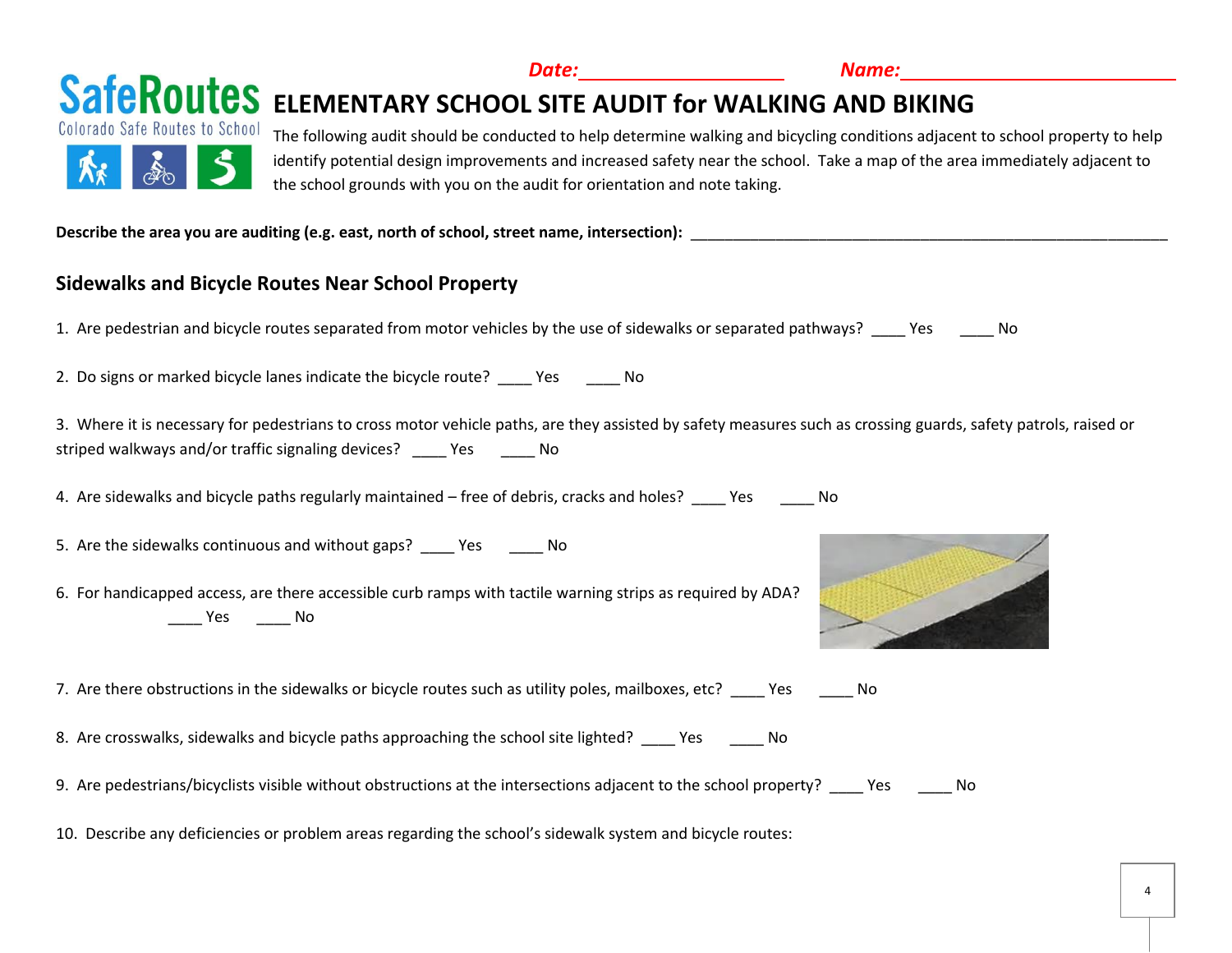**Date:**\_\_\_\_\_\_\_\_\_\_\_\_\_\_\_\_\_\_\_\_ **Name:**\_\_\_\_\_\_\_\_\_\_\_\_\_\_\_\_\_\_\_\_\_\_\_\_\_\_\_\_

SafeRoutes
Colorado Safe Routes to School

# ELEMENTARY SCHOOL SITE AUDIT for WALKING AND BIKING

The following audit should be conducted to help determine walking and bicycling conditions adjacent to school property to help identify potential design improvements and increased safety near the school. Take a map of the area immediately adjacent to the school grounds with you on the audit for orientation and note taking.

**Describe the area you are auditing (e.g. east, north of school, street name, intersection):** \_\_\_\_\_\_\_\_\_\_\_\_\_\_\_\_\_\_\_\_\_\_\_\_\_\_\_\_\_\_\_\_\_\_\_\_\_\_\_\_\_\_\_\_\_\_\_\_\_\_\_\_\_\_\_\_\_\_

## Sidewalks and Bicycle Routes Near School Property

1. Are pedestrian and bicycle routes separated from motor vehicles by the use of sidewalks or separated pathways? \_\_\_\_ Yes \_\_\_\_ No

2. Do signs or marked bicycle lanes indicate the bicycle route? \_\_\_\_ Yes \_\_\_\_ No

3. Where it is necessary for pedestrians to cross motor vehicle paths, are they assisted by safety measures such as crossing guards, safety patrols, raised or striped walkways and/or traffic signaling devices? \_\_\_\_ Yes \_\_\_\_ No

4. Are sidewalks and bicycle paths regularly maintained – free of debris, cracks and holes? \_\_\_\_ Yes \_\_\_\_ No

5. Are the sidewalks continuous and without gaps? \_\_\_\_ Yes \_\_\_\_ No

6. For handicapped access, are there accessible curb ramps with tactile warning strips as required by ADA? \_\_\_\_ Yes \_\_\_\_ No

7. Are there obstructions in the sidewalks or bicycle routes such as utility poles, mailboxes, etc? \_\_\_\_ Yes \_\_\_\_ No

8. Are crosswalks, sidewalks and bicycle paths approaching the school site lighted? \_\_\_\_ Yes \_\_\_\_ No

9. Are pedestrians/bicyclists visible without obstructions at the intersections adjacent to the school property? \_\_\_\_ Yes \_\_\_\_ No

10. Describe any deficiencies or problem areas regarding the school's sidewalk system and bicycle routes: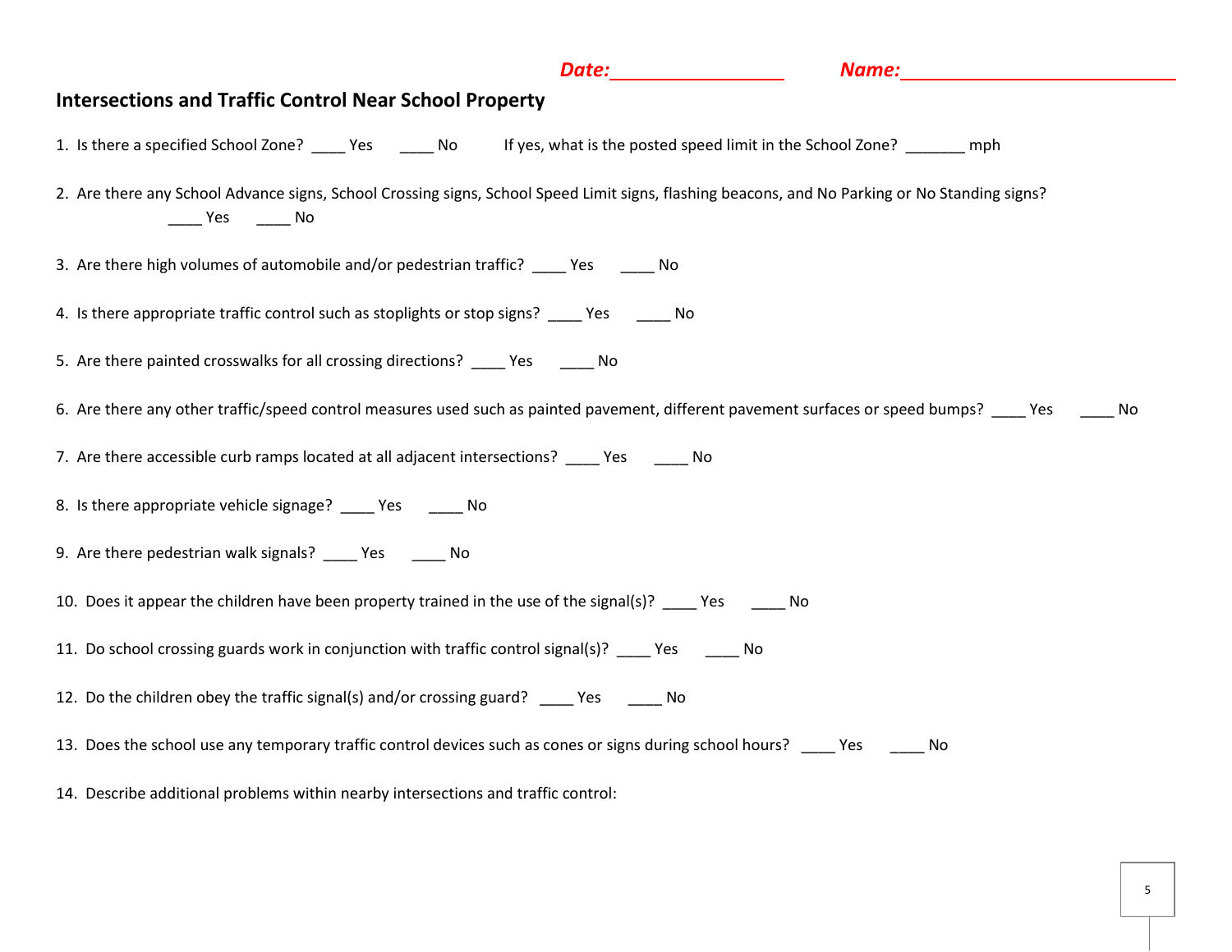**Date:**__________________ **Name:**____________________________

## Intersections and Traffic Control Near School Property

1. Is there a specified School Zone? ____ Yes ____ No If yes, what is the posted speed limit in the School Zone? _______ mph

2. Are there any School Advance signs, School Crossing signs, School Speed Limit signs, flashing beacons, and No Parking or No Standing signs? ____ Yes ____ No

3. Are there high volumes of automobile and/or pedestrian traffic? ____ Yes ____ No

4. Is there appropriate traffic control such as stoplights or stop signs? ____ Yes ____ No

5. Are there painted crosswalks for all crossing directions? ____ Yes ____ No

6. Are there any other traffic/speed control measures used such as painted pavement, different pavement surfaces or speed bumps? ____ Yes ____ No

7. Are there accessible curb ramps located at all adjacent intersections? ____ Yes ____ No

8. Is there appropriate vehicle signage? ____ Yes ____ No

9. Are there pedestrian walk signals? ____ Yes ____ No

10. Does it appear the children have been property trained in the use of the signal(s)? ____ Yes ____ No

11. Do school crossing guards work in conjunction with traffic control signal(s)? ____ Yes ____ No

12. Do the children obey the traffic signal(s) and/or crossing guard? ____ Yes ____ No

13. Does the school use any temporary traffic control devices such as cones or signs during school hours? ____ Yes ____ No

14. Describe additional problems within nearby intersections and traffic control: